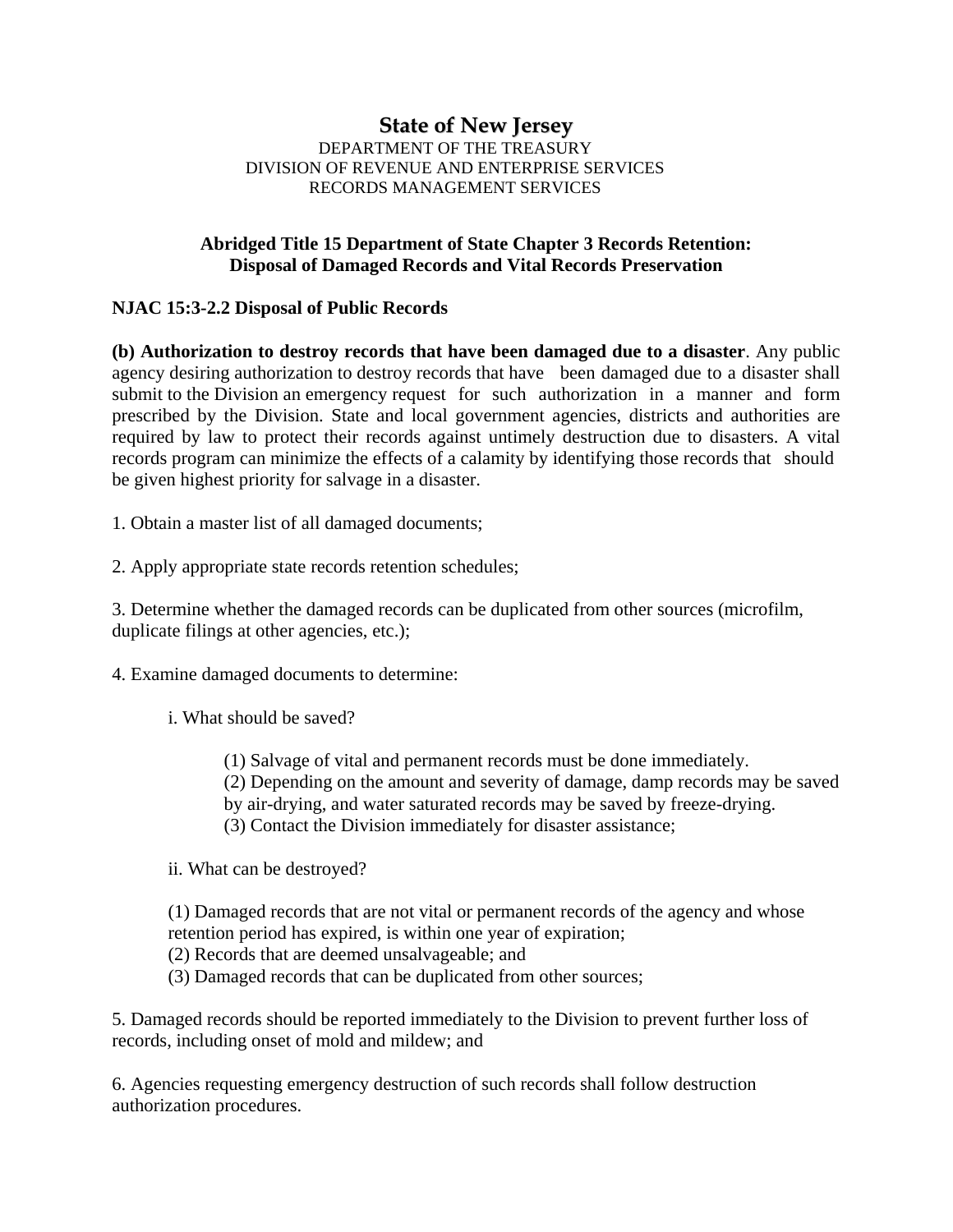# State of New Jersey

DEPARTMENT OF THE TREASURY
DIVISION OF REVENUE AND ENTERPRISE SERVICES
RECORDS MANAGEMENT SERVICES

## Abridged Title 15 Department of State Chapter 3 Records Retention: Disposal of Damaged Records and Vital Records Preservation

### NJAC 15:3-2.2 Disposal of Public Records

**(b) Authorization to destroy records that have been damaged due to a disaster**. Any public agency desiring authorization to destroy records that have been damaged due to a disaster shall submit to the Division an emergency request for such authorization in a manner and form prescribed by the Division. State and local government agencies, districts and authorities are required by law to protect their records against untimely destruction due to disasters. A vital records program can minimize the effects of a calamity by identifying those records that should be given highest priority for salvage in a disaster.

1. Obtain a master list of all damaged documents;

2. Apply appropriate state records retention schedules;

3. Determine whether the damaged records can be duplicated from other sources (microfilm, duplicate filings at other agencies, etc.);

4. Examine damaged documents to determine:

   i. What should be saved?

      (1) Salvage of vital and permanent records must be done immediately.
      (2) Depending on the amount and severity of damage, damp records may be saved by air-drying, and water saturated records may be saved by freeze-drying.
      (3) Contact the Division immediately for disaster assistance;

   ii. What can be destroyed?

      (1) Damaged records that are not vital or permanent records of the agency and whose retention period has expired, is within one year of expiration;
      (2) Records that are deemed unsalvageable; and
      (3) Damaged records that can be duplicated from other sources;

5. Damaged records should be reported immediately to the Division to prevent further loss of records, including onset of mold and mildew; and

6. Agencies requesting emergency destruction of such records shall follow destruction authorization procedures.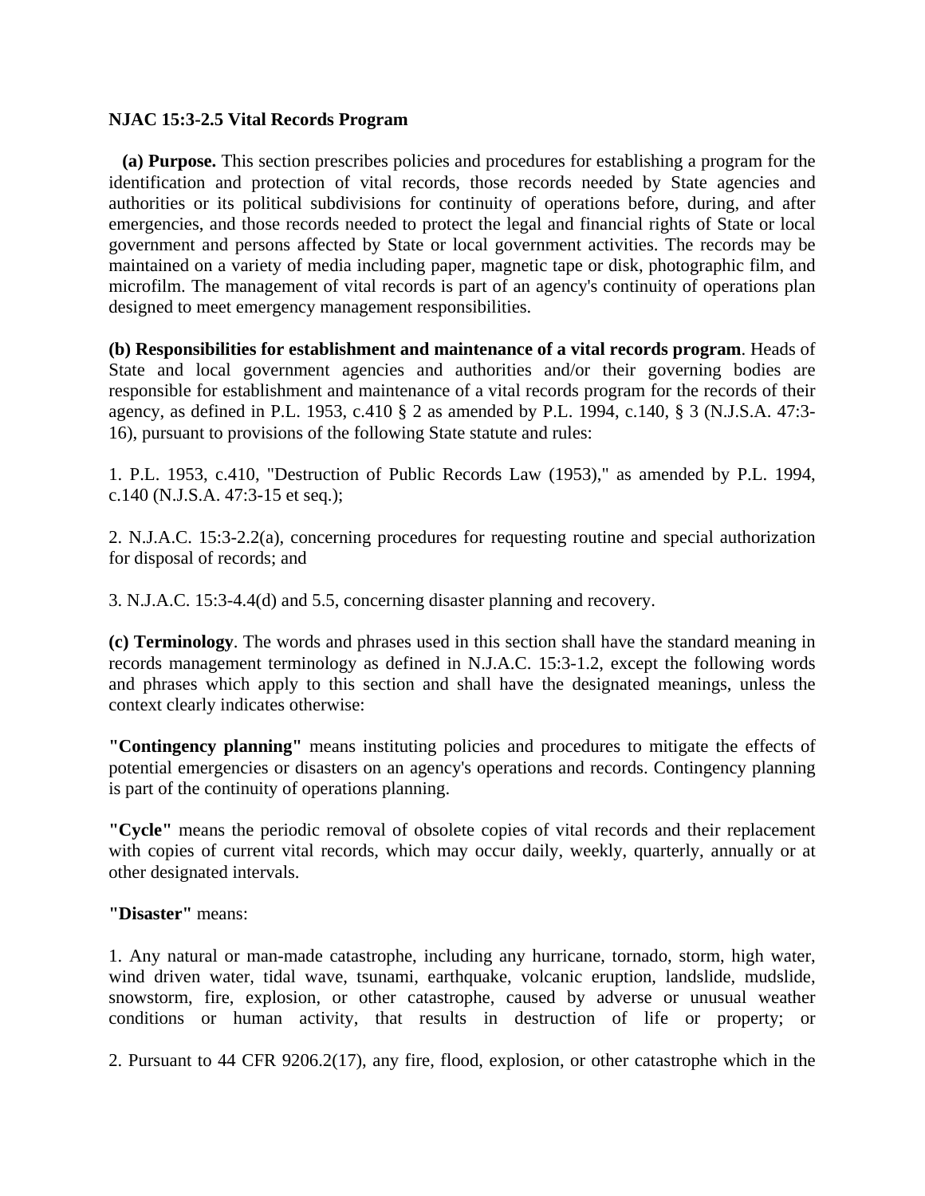**NJAC 15:3-2.5 Vital Records Program**

**(a) Purpose.** This section prescribes policies and procedures for establishing a program for the identification and protection of vital records, those records needed by State agencies and authorities or its political subdivisions for continuity of operations before, during, and after emergencies, and those records needed to protect the legal and financial rights of State or local government and persons affected by State or local government activities. The records may be maintained on a variety of media including paper, magnetic tape or disk, photographic film, and microfilm. The management of vital records is part of an agency's continuity of operations plan designed to meet emergency management responsibilities.

**(b) Responsibilities for establishment and maintenance of a vital records program**. Heads of State and local government agencies and authorities and/or their governing bodies are responsible for establishment and maintenance of a vital records program for the records of their agency, as defined in P.L. 1953, c.410 § 2 as amended by P.L. 1994, c.140, § 3 (N.J.S.A. 47:3-16), pursuant to provisions of the following State statute and rules:

1. P.L. 1953, c.410, "Destruction of Public Records Law (1953)," as amended by P.L. 1994, c.140 (N.J.S.A. 47:3-15 et seq.);

2. N.J.A.C. 15:3-2.2(a), concerning procedures for requesting routine and special authorization for disposal of records; and

3. N.J.A.C. 15:3-4.4(d) and 5.5, concerning disaster planning and recovery.

**(c) Terminology**. The words and phrases used in this section shall have the standard meaning in records management terminology as defined in N.J.A.C. 15:3-1.2, except the following words and phrases which apply to this section and shall have the designated meanings, unless the context clearly indicates otherwise:

**"Contingency planning"** means instituting policies and procedures to mitigate the effects of potential emergencies or disasters on an agency's operations and records. Contingency planning is part of the continuity of operations planning.

**"Cycle"** means the periodic removal of obsolete copies of vital records and their replacement with copies of current vital records, which may occur daily, weekly, quarterly, annually or at other designated intervals.

**"Disaster"** means:

1. Any natural or man-made catastrophe, including any hurricane, tornado, storm, high water, wind driven water, tidal wave, tsunami, earthquake, volcanic eruption, landslide, mudslide, snowstorm, fire, explosion, or other catastrophe, caused by adverse or unusual weather conditions or human activity, that results in destruction of life or property; or

2. Pursuant to 44 CFR 9206.2(17), any fire, flood, explosion, or other catastrophe which in the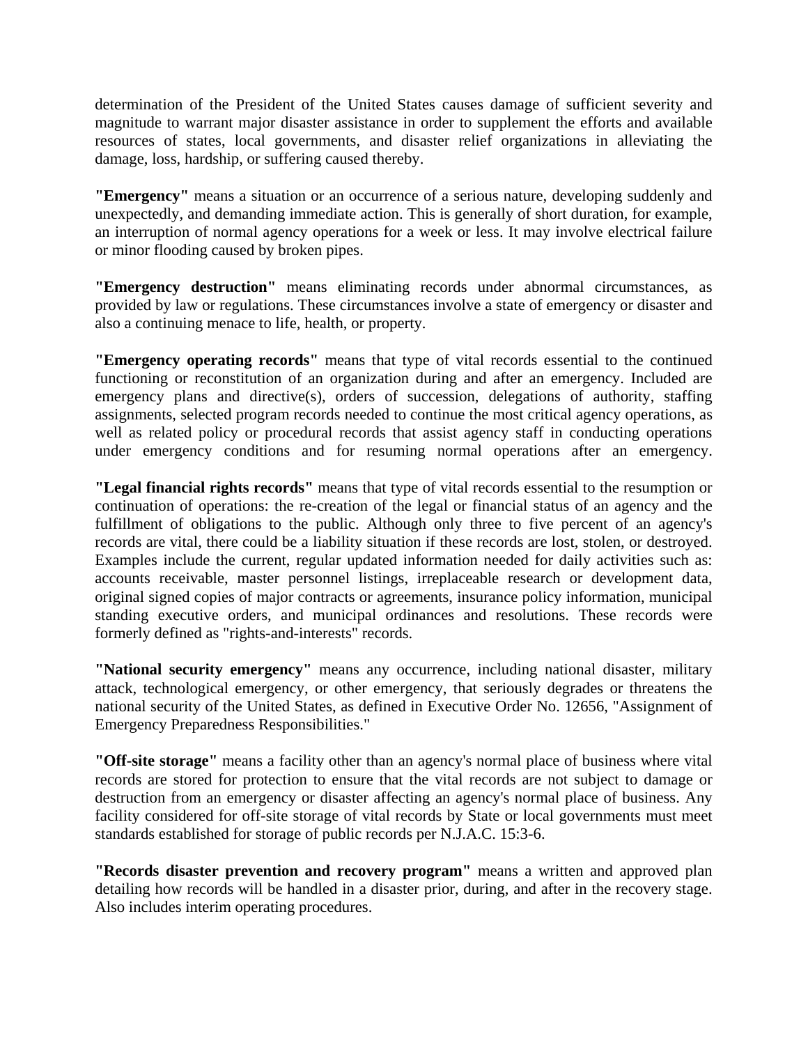determination of the President of the United States causes damage of sufficient severity and magnitude to warrant major disaster assistance in order to supplement the efforts and available resources of states, local governments, and disaster relief organizations in alleviating the damage, loss, hardship, or suffering caused thereby.

**"Emergency"** means a situation or an occurrence of a serious nature, developing suddenly and unexpectedly, and demanding immediate action. This is generally of short duration, for example, an interruption of normal agency operations for a week or less. It may involve electrical failure or minor flooding caused by broken pipes.

**"Emergency destruction"** means eliminating records under abnormal circumstances, as provided by law or regulations. These circumstances involve a state of emergency or disaster and also a continuing menace to life, health, or property.

**"Emergency operating records"** means that type of vital records essential to the continued functioning or reconstitution of an organization during and after an emergency. Included are emergency plans and directive(s), orders of succession, delegations of authority, staffing assignments, selected program records needed to continue the most critical agency operations, as well as related policy or procedural records that assist agency staff in conducting operations under emergency conditions and for resuming normal operations after an emergency.

**"Legal financial rights records"** means that type of vital records essential to the resumption or continuation of operations: the re-creation of the legal or financial status of an agency and the fulfillment of obligations to the public. Although only three to five percent of an agency's records are vital, there could be a liability situation if these records are lost, stolen, or destroyed. Examples include the current, regular updated information needed for daily activities such as: accounts receivable, master personnel listings, irreplaceable research or development data, original signed copies of major contracts or agreements, insurance policy information, municipal standing executive orders, and municipal ordinances and resolutions. These records were formerly defined as "rights-and-interests" records.

**"National security emergency"** means any occurrence, including national disaster, military attack, technological emergency, or other emergency, that seriously degrades or threatens the national security of the United States, as defined in Executive Order No. 12656, "Assignment of Emergency Preparedness Responsibilities."

**"Off-site storage"** means a facility other than an agency's normal place of business where vital records are stored for protection to ensure that the vital records are not subject to damage or destruction from an emergency or disaster affecting an agency's normal place of business. Any facility considered for off-site storage of vital records by State or local governments must meet standards established for storage of public records per N.J.A.C. 15:3-6.

**"Records disaster prevention and recovery program"** means a written and approved plan detailing how records will be handled in a disaster prior, during, and after in the recovery stage. Also includes interim operating procedures.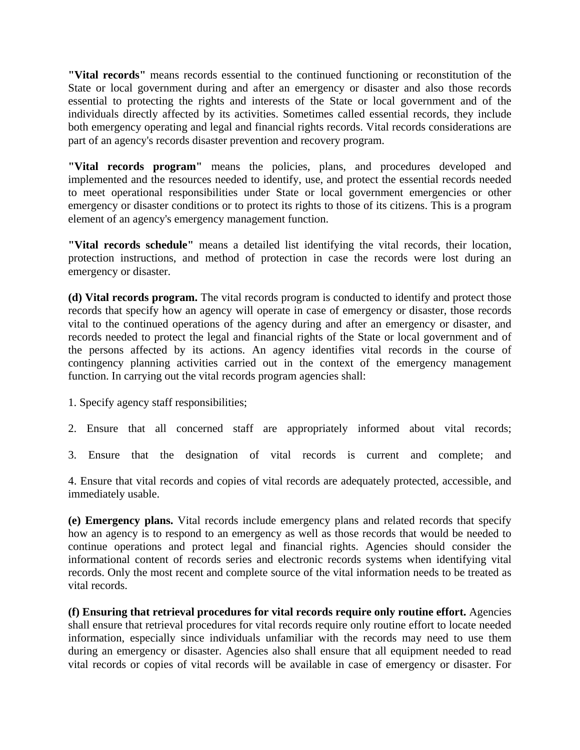**"Vital records"** means records essential to the continued functioning or reconstitution of the State or local government during and after an emergency or disaster and also those records essential to protecting the rights and interests of the State or local government and of the individuals directly affected by its activities. Sometimes called essential records, they include both emergency operating and legal and financial rights records. Vital records considerations are part of an agency's records disaster prevention and recovery program.

**"Vital records program"** means the policies, plans, and procedures developed and implemented and the resources needed to identify, use, and protect the essential records needed to meet operational responsibilities under State or local government emergencies or other emergency or disaster conditions or to protect its rights to those of its citizens. This is a program element of an agency's emergency management function.

**"Vital records schedule"** means a detailed list identifying the vital records, their location, protection instructions, and method of protection in case the records were lost during an emergency or disaster.

**(d) Vital records program.** The vital records program is conducted to identify and protect those records that specify how an agency will operate in case of emergency or disaster, those records vital to the continued operations of the agency during and after an emergency or disaster, and records needed to protect the legal and financial rights of the State or local government and of the persons affected by its actions. An agency identifies vital records in the course of contingency planning activities carried out in the context of the emergency management function. In carrying out the vital records program agencies shall:

1. Specify agency staff responsibilities;

2. Ensure that all concerned staff are appropriately informed about vital records;

3. Ensure that the designation of vital records is current and complete; and

4. Ensure that vital records and copies of vital records are adequately protected, accessible, and immediately usable.

**(e) Emergency plans.** Vital records include emergency plans and related records that specify how an agency is to respond to an emergency as well as those records that would be needed to continue operations and protect legal and financial rights. Agencies should consider the informational content of records series and electronic records systems when identifying vital records. Only the most recent and complete source of the vital information needs to be treated as vital records.

**(f) Ensuring that retrieval procedures for vital records require only routine effort.** Agencies shall ensure that retrieval procedures for vital records require only routine effort to locate needed information, especially since individuals unfamiliar with the records may need to use them during an emergency or disaster. Agencies also shall ensure that all equipment needed to read vital records or copies of vital records will be available in case of emergency or disaster. For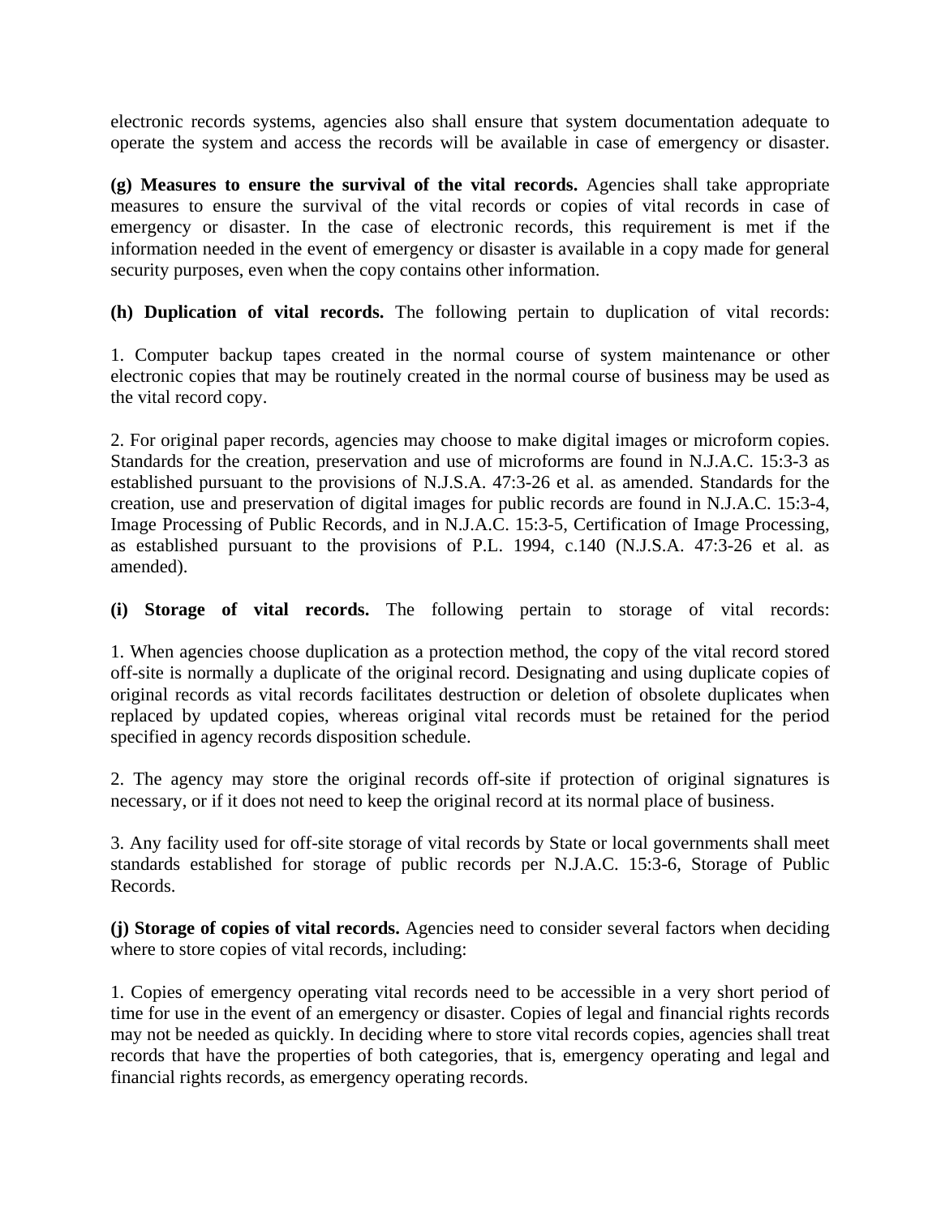electronic records systems, agencies also shall ensure that system documentation adequate to operate the system and access the records will be available in case of emergency or disaster.

**(g) Measures to ensure the survival of the vital records.** Agencies shall take appropriate measures to ensure the survival of the vital records or copies of vital records in case of emergency or disaster. In the case of electronic records, this requirement is met if the information needed in the event of emergency or disaster is available in a copy made for general security purposes, even when the copy contains other information.

**(h) Duplication of vital records.** The following pertain to duplication of vital records:

1. Computer backup tapes created in the normal course of system maintenance or other electronic copies that may be routinely created in the normal course of business may be used as the vital record copy.

2. For original paper records, agencies may choose to make digital images or microform copies. Standards for the creation, preservation and use of microforms are found in N.J.A.C. 15:3-3 as established pursuant to the provisions of N.J.S.A. 47:3-26 et al. as amended. Standards for the creation, use and preservation of digital images for public records are found in N.J.A.C. 15:3-4, Image Processing of Public Records, and in N.J.A.C. 15:3-5, Certification of Image Processing, as established pursuant to the provisions of P.L. 1994, c.140 (N.J.S.A. 47:3-26 et al. as amended).

**(i) Storage of vital records.** The following pertain to storage of vital records:

1. When agencies choose duplication as a protection method, the copy of the vital record stored off-site is normally a duplicate of the original record. Designating and using duplicate copies of original records as vital records facilitates destruction or deletion of obsolete duplicates when replaced by updated copies, whereas original vital records must be retained for the period specified in agency records disposition schedule.

2. The agency may store the original records off-site if protection of original signatures is necessary, or if it does not need to keep the original record at its normal place of business.

3. Any facility used for off-site storage of vital records by State or local governments shall meet standards established for storage of public records per N.J.A.C. 15:3-6, Storage of Public Records.

**(j) Storage of copies of vital records.** Agencies need to consider several factors when deciding where to store copies of vital records, including:

1. Copies of emergency operating vital records need to be accessible in a very short period of time for use in the event of an emergency or disaster. Copies of legal and financial rights records may not be needed as quickly. In deciding where to store vital records copies, agencies shall treat records that have the properties of both categories, that is, emergency operating and legal and financial rights records, as emergency operating records.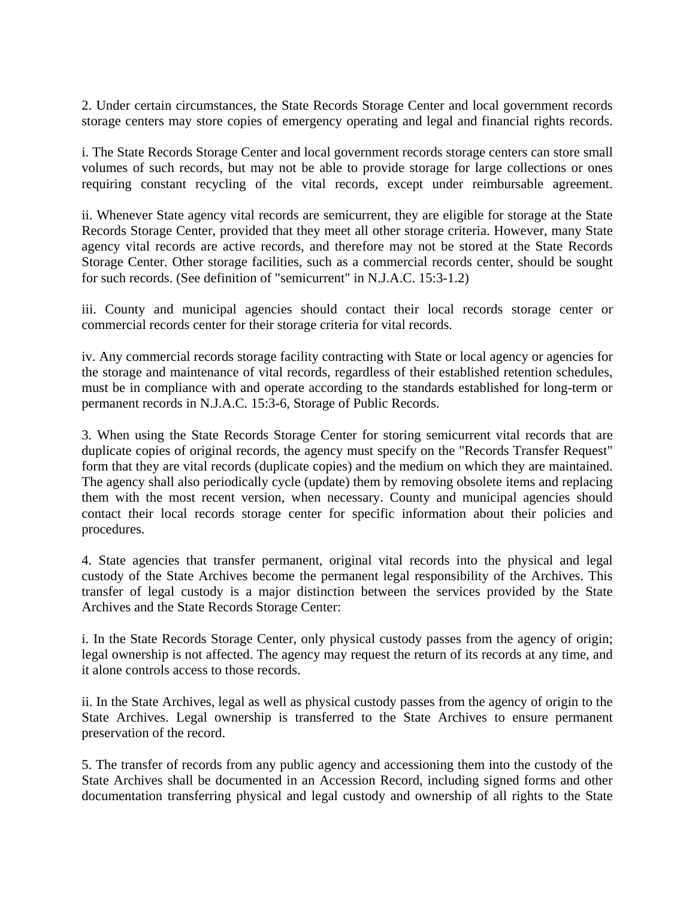2. Under certain circumstances, the State Records Storage Center and local government records storage centers may store copies of emergency operating and legal and financial rights records.

i. The State Records Storage Center and local government records storage centers can store small volumes of such records, but may not be able to provide storage for large collections or ones requiring constant recycling of the vital records, except under reimbursable agreement.

ii. Whenever State agency vital records are semicurrent, they are eligible for storage at the State Records Storage Center, provided that they meet all other storage criteria. However, many State agency vital records are active records, and therefore may not be stored at the State Records Storage Center. Other storage facilities, such as a commercial records center, should be sought for such records. (See definition of "semicurrent" in N.J.A.C. 15:3-1.2)

iii. County and municipal agencies should contact their local records storage center or commercial records center for their storage criteria for vital records.

iv. Any commercial records storage facility contracting with State or local agency or agencies for the storage and maintenance of vital records, regardless of their established retention schedules, must be in compliance with and operate according to the standards established for long-term or permanent records in N.J.A.C. 15:3-6, Storage of Public Records.

3. When using the State Records Storage Center for storing semicurrent vital records that are duplicate copies of original records, the agency must specify on the "Records Transfer Request" form that they are vital records (duplicate copies) and the medium on which they are maintained. The agency shall also periodically cycle (update) them by removing obsolete items and replacing them with the most recent version, when necessary. County and municipal agencies should contact their local records storage center for specific information about their policies and procedures.

4. State agencies that transfer permanent, original vital records into the physical and legal custody of the State Archives become the permanent legal responsibility of the Archives. This transfer of legal custody is a major distinction between the services provided by the State Archives and the State Records Storage Center:

i. In the State Records Storage Center, only physical custody passes from the agency of origin; legal ownership is not affected. The agency may request the return of its records at any time, and it alone controls access to those records.

ii. In the State Archives, legal as well as physical custody passes from the agency of origin to the State Archives. Legal ownership is transferred to the State Archives to ensure permanent preservation of the record.

5. The transfer of records from any public agency and accessioning them into the custody of the State Archives shall be documented in an Accession Record, including signed forms and other documentation transferring physical and legal custody and ownership of all rights to the State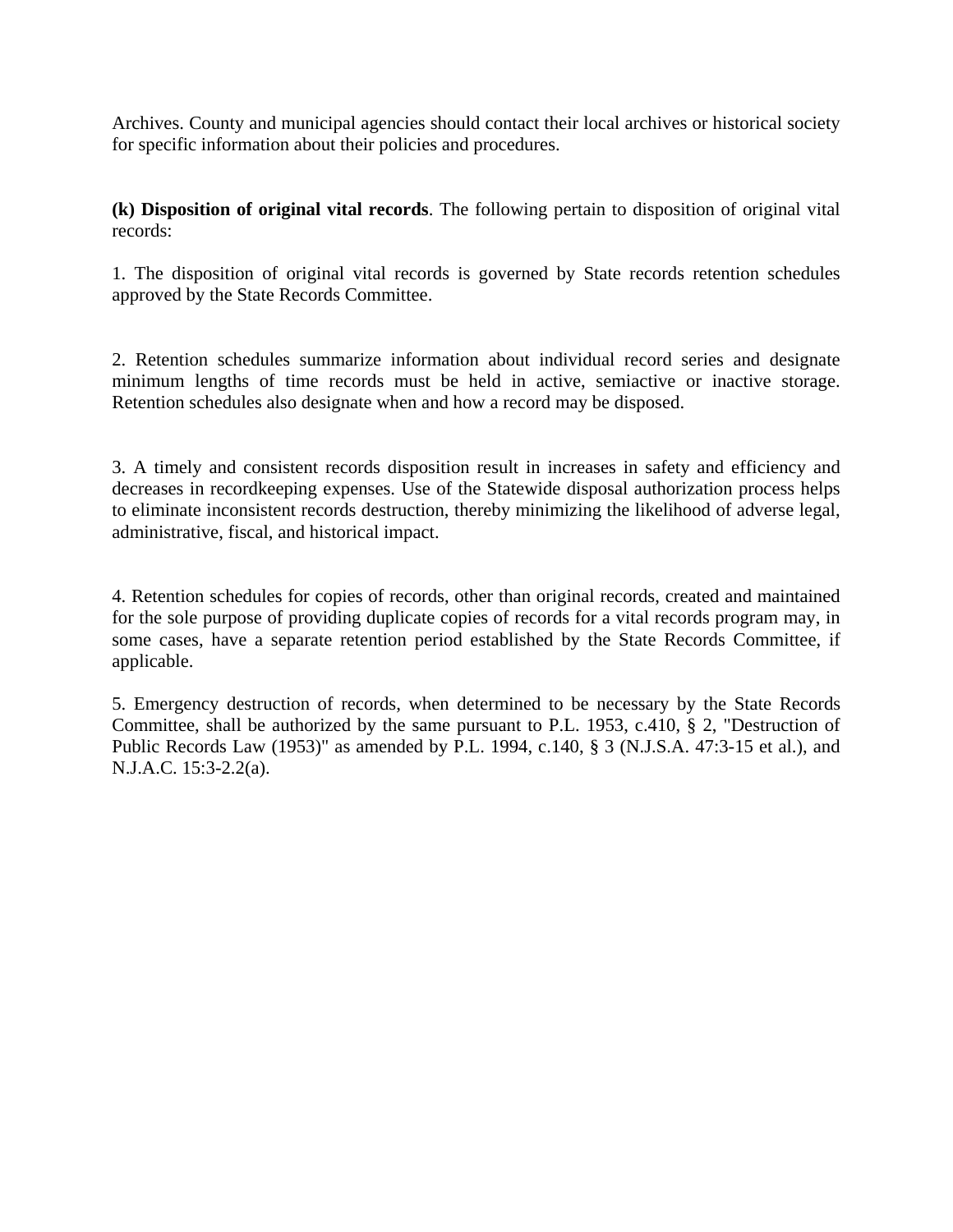Archives. County and municipal agencies should contact their local archives or historical society for specific information about their policies and procedures.

**(k) Disposition of original vital records**. The following pertain to disposition of original vital records:

1. The disposition of original vital records is governed by State records retention schedules approved by the State Records Committee.

2. Retention schedules summarize information about individual record series and designate minimum lengths of time records must be held in active, semiactive or inactive storage. Retention schedules also designate when and how a record may be disposed.

3. A timely and consistent records disposition result in increases in safety and efficiency and decreases in recordkeeping expenses. Use of the Statewide disposal authorization process helps to eliminate inconsistent records destruction, thereby minimizing the likelihood of adverse legal, administrative, fiscal, and historical impact.

4. Retention schedules for copies of records, other than original records, created and maintained for the sole purpose of providing duplicate copies of records for a vital records program may, in some cases, have a separate retention period established by the State Records Committee, if applicable.

5. Emergency destruction of records, when determined to be necessary by the State Records Committee, shall be authorized by the same pursuant to P.L. 1953, c.410, § 2, "Destruction of Public Records Law (1953)" as amended by P.L. 1994, c.140, § 3 (N.J.S.A. 47:3-15 et al.), and N.J.A.C. 15:3-2.2(a).